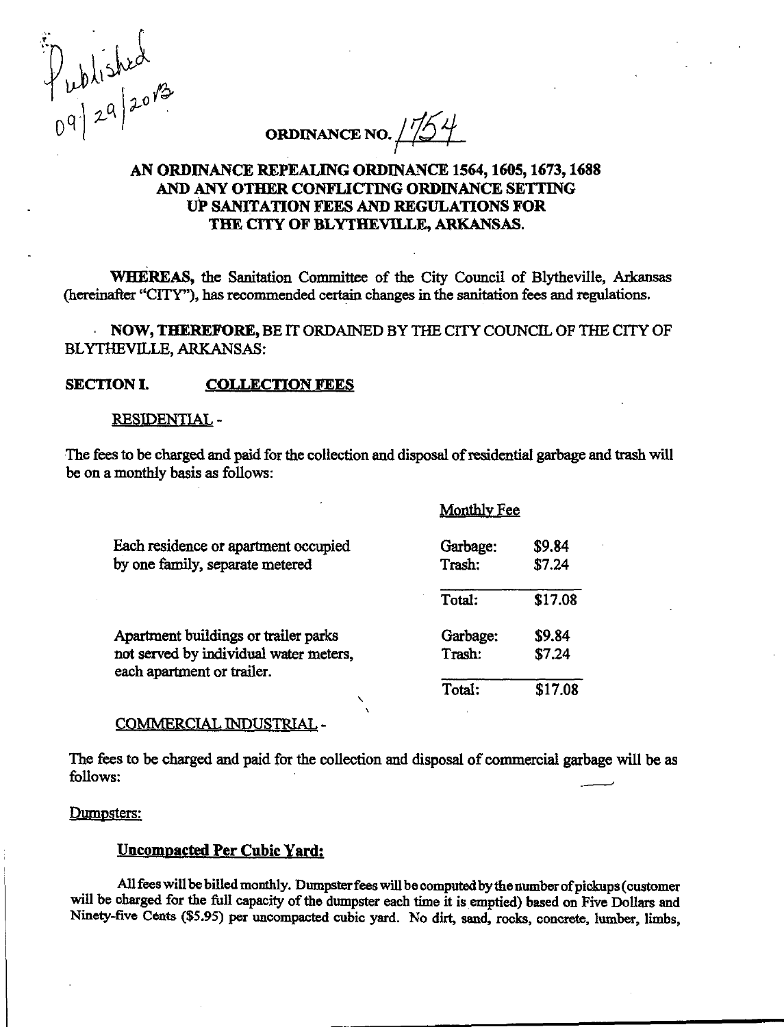Published 09/29/2013

# ORDINANCE NO. 1754

## AN ORDINANCE REPEALING ORDINANCE 1564, 1605, 1673, 1688 AND ANY OTHER CONFLICTING ORDINANCE SETTING UP SANITATION FEES AND REGULATIONS FOR THE CITY OF BLYTHEVILLE, ARKANSAS.

**WHEREAS,** the Sanitation Committee of the City Council of Blytheville, Arkansas (hereinafter "CITY"), has recommended certain changes in the sanitation fees and regulations.

**NOW, THEREFORE,** BE IT ORDAINED BY THE CITY COUNCIL OF THE CITY OF BLYTHEVILLE, ARKANSAS:

**SECTION I. COLLECTION FEES**

RESIDENTIAL -

The fees to be charged and paid for the collection and disposal of residential garbage and trash will be on a monthly basis as follows:

| | Monthly Fee | |
|---|---|---|
| Each residence or apartment occupied by one family, separate metered | Garbage: | $9.84 |
| | Trash: | $7.24 |
| | Total: | $17.08 |
| Apartment buildings or trailer parks not served by individual water meters, each apartment or trailer. | Garbage: | $9.84 |
| | Trash: | $7.24 |
| | Total: | $17.08 |

COMMERCIAL INDUSTRIAL -

The fees to be charged and paid for the collection and disposal of commercial garbage will be as follows:

Dumpsters:

**Uncompacted Per Cubic Yard:**

All fees will be billed monthly. Dumpster fees will be computed by the number of pickups (customer will be charged for the full capacity of the dumpster each time it is emptied) based on Five Dollars and Ninety-five Cents ($5.95) per uncompacted cubic yard. No dirt, sand, rocks, concrete, lumber, limbs,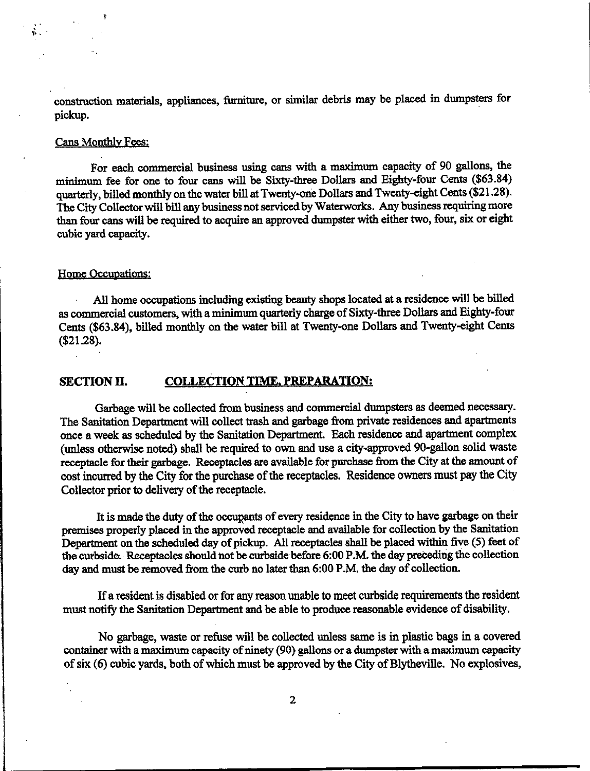construction materials, appliances, furniture, or similar debris may be placed in dumpsters for pickup.

Cans Monthly Fees:

For each commercial business using cans with a maximum capacity of 90 gallons, the minimum fee for one to four cans will be Sixty-three Dollars and Eighty-four Cents ($63.84) quarterly, billed monthly on the water bill at Twenty-one Dollars and Twenty-eight Cents ($21.28). The City Collector will bill any business not serviced by Waterworks. Any business requiring more than four cans will be required to acquire an approved dumpster with either two, four, six or eight cubic yard capacity.

Home Occupations:

All home occupations including existing beauty shops located at a residence will be billed as commercial customers, with a minimum quarterly charge of Sixty-three Dollars and Eighty-four Cents ($63.84), billed monthly on the water bill at Twenty-one Dollars and Twenty-eight Cents ($21.28).

## SECTION II. COLLECTION TIME, PREPARATION:

Garbage will be collected from business and commercial dumpsters as deemed necessary. The Sanitation Department will collect trash and garbage from private residences and apartments once a week as scheduled by the Sanitation Department. Each residence and apartment complex (unless otherwise noted) shall be required to own and use a city-approved 90-gallon solid waste receptacle for their garbage. Receptacles are available for purchase from the City at the amount of cost incurred by the City for the purchase of the receptacles. Residence owners must pay the City Collector prior to delivery of the receptacle.

It is made the duty of the occupants of every residence in the City to have garbage on their premises properly placed in the approved receptacle and available for collection by the Sanitation Department on the scheduled day of pickup. All receptacles shall be placed within five (5) feet of the curbside. Receptacles should not be curbside before 6:00 P.M. the day preceding the collection day and must be removed from the curb no later than 6:00 P.M. the day of collection.

If a resident is disabled or for any reason unable to meet curbside requirements the resident must notify the Sanitation Department and be able to produce reasonable evidence of disability.

No garbage, waste or refuse will be collected unless same is in plastic bags in a covered container with a maximum capacity of ninety (90) gallons or a dumpster with a maximum capacity of six (6) cubic yards, both of which must be approved by the City of Blytheville. No explosives,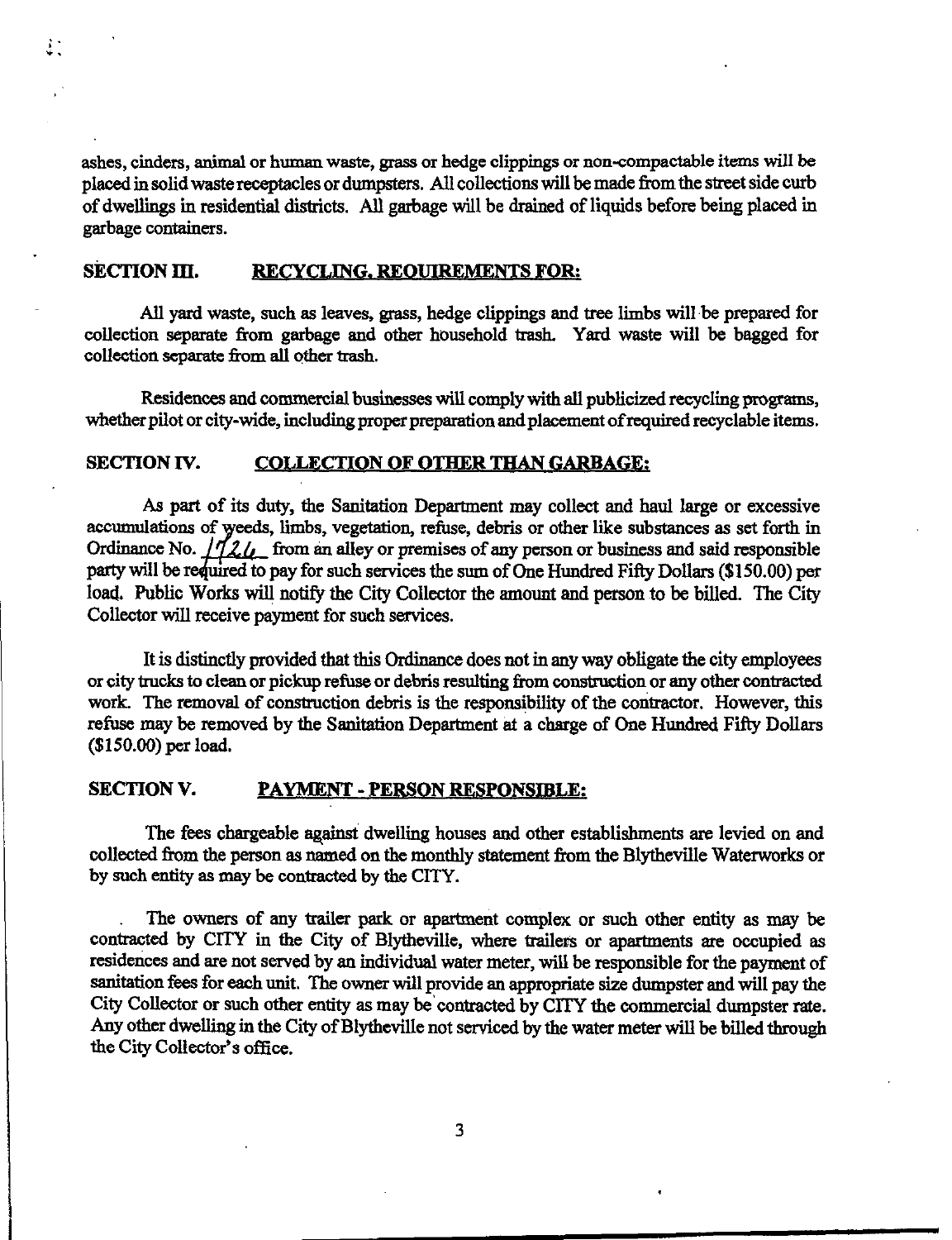ashes, cinders, animal or human waste, grass or hedge clippings or non-compactable items will be placed in solid waste receptacles or dumpsters. All collections will be made from the street side curb of dwellings in residential districts. All garbage will be drained of liquids before being placed in garbage containers.

## SECTION III. <u>RECYCLING. REQUIREMENTS FOR:</u>

All yard waste, such as leaves, grass, hedge clippings and tree limbs will be prepared for collection separate from garbage and other household trash. Yard waste will be bagged for collection separate from all other trash.

Residences and commercial businesses will comply with all publicized recycling programs, whether pilot or city-wide, including proper preparation and placement of required recyclable items.

## SECTION IV. <u>COLLECTION OF OTHER THAN GARBAGE:</u>

As part of its duty, the Sanitation Department may collect and haul large or excessive accumulations of weeds, limbs, vegetation, refuse, debris or other like substances as set forth in Ordinance No. 1726 from an alley or premises of any person or business and said responsible party will be required to pay for such services the sum of One Hundred Fifty Dollars ($150.00) per load. Public Works will notify the City Collector the amount and person to be billed. The City Collector will receive payment for such services.

It is distinctly provided that this Ordinance does not in any way obligate the city employees or city trucks to clean or pickup refuse or debris resulting from construction or any other contracted work. The removal of construction debris is the responsibility of the contractor. However, this refuse may be removed by the Sanitation Department at a charge of One Hundred Fifty Dollars ($150.00) per load.

## SECTION V. <u>PAYMENT - PERSON RESPONSIBLE:</u>

The fees chargeable against dwelling houses and other establishments are levied on and collected from the person as named on the monthly statement from the Blytheville Waterworks or by such entity as may be contracted by the CITY.

The owners of any trailer park or apartment complex or such other entity as may be contracted by CITY in the City of Blytheville, where trailers or apartments are occupied as residences and are not served by an individual water meter, will be responsible for the payment of sanitation fees for each unit. The owner will provide an appropriate size dumpster and will pay the City Collector or such other entity as may be contracted by CITY the commercial dumpster rate. Any other dwelling in the City of Blytheville not serviced by the water meter will be billed through the City Collector's office.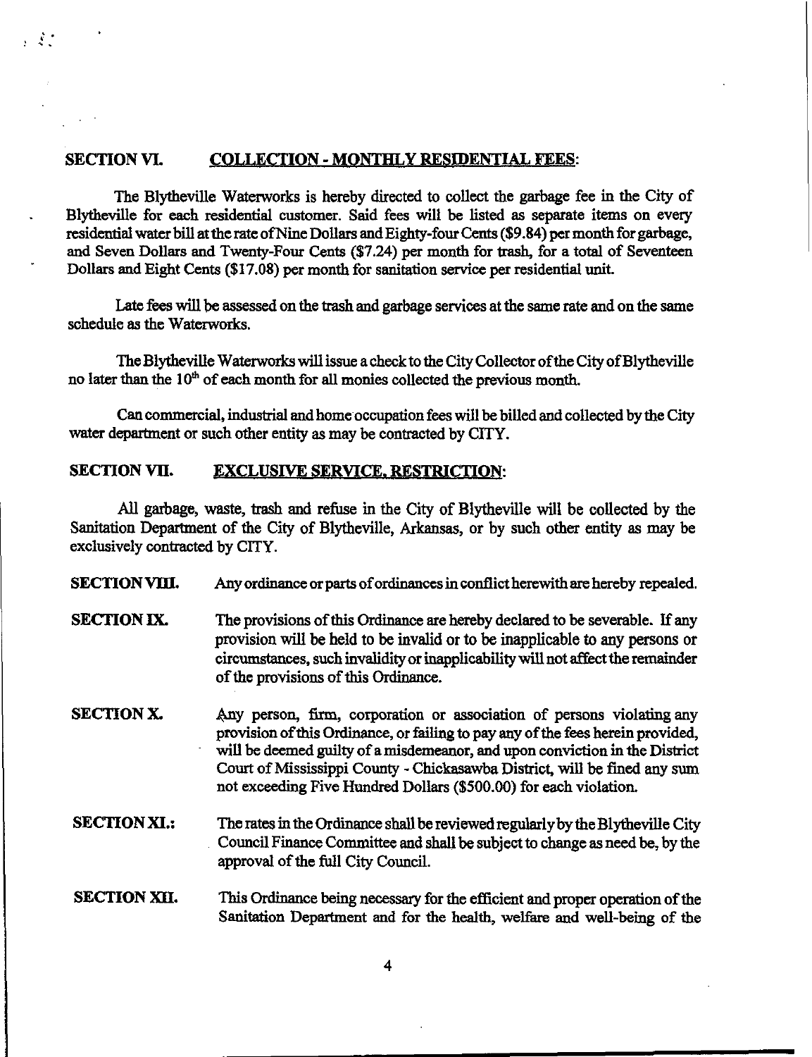**SECTION VI. <u>COLLECTION - MONTHLY RESIDENTIAL FEES</u>:**

The Blytheville Waterworks is hereby directed to collect the garbage fee in the City of Blytheville for each residential customer. Said fees will be listed as separate items on every residential water bill at the rate of Nine Dollars and Eighty-four Cents ($9.84) per month for garbage, and Seven Dollars and Twenty-Four Cents ($7.24) per month for trash, for a total of Seventeen Dollars and Eight Cents ($17.08) per month for sanitation service per residential unit.

Late fees will be assessed on the trash and garbage services at the same rate and on the same schedule as the Waterworks.

The Blytheville Waterworks will issue a check to the City Collector of the City of Blytheville no later than the 10th of each month for all monies collected the previous month.

Can commercial, industrial and home occupation fees will be billed and collected by the City water department or such other entity as may be contracted by CITY.

**SECTION VII. <u>EXCLUSIVE SERVICE, RESTRICTION</u>:**

All garbage, waste, trash and refuse in the City of Blytheville will be collected by the Sanitation Department of the City of Blytheville, Arkansas, or by such other entity as may be exclusively contracted by CITY.

**SECTION VIII.** Any ordinance or parts of ordinances in conflict herewith are hereby repealed.

**SECTION IX.** The provisions of this Ordinance are hereby declared to be severable. If any provision will be held to be invalid or to be inapplicable to any persons or circumstances, such invalidity or inapplicability will not affect the remainder of the provisions of this Ordinance.

**SECTION X.** Any person, firm, corporation or association of persons violating any provision of this Ordinance, or failing to pay any of the fees herein provided, will be deemed guilty of a misdemeanor, and upon conviction in the District Court of Mississippi County - Chickasawba District, will be fined any sum not exceeding Five Hundred Dollars ($500.00) for each violation.

**SECTION XI.:** The rates in the Ordinance shall be reviewed regularly by the Blytheville City Council Finance Committee and shall be subject to change as need be, by the approval of the full City Council.

**SECTION XII.** This Ordinance being necessary for the efficient and proper operation of the Sanitation Department and for the health, welfare and well-being of the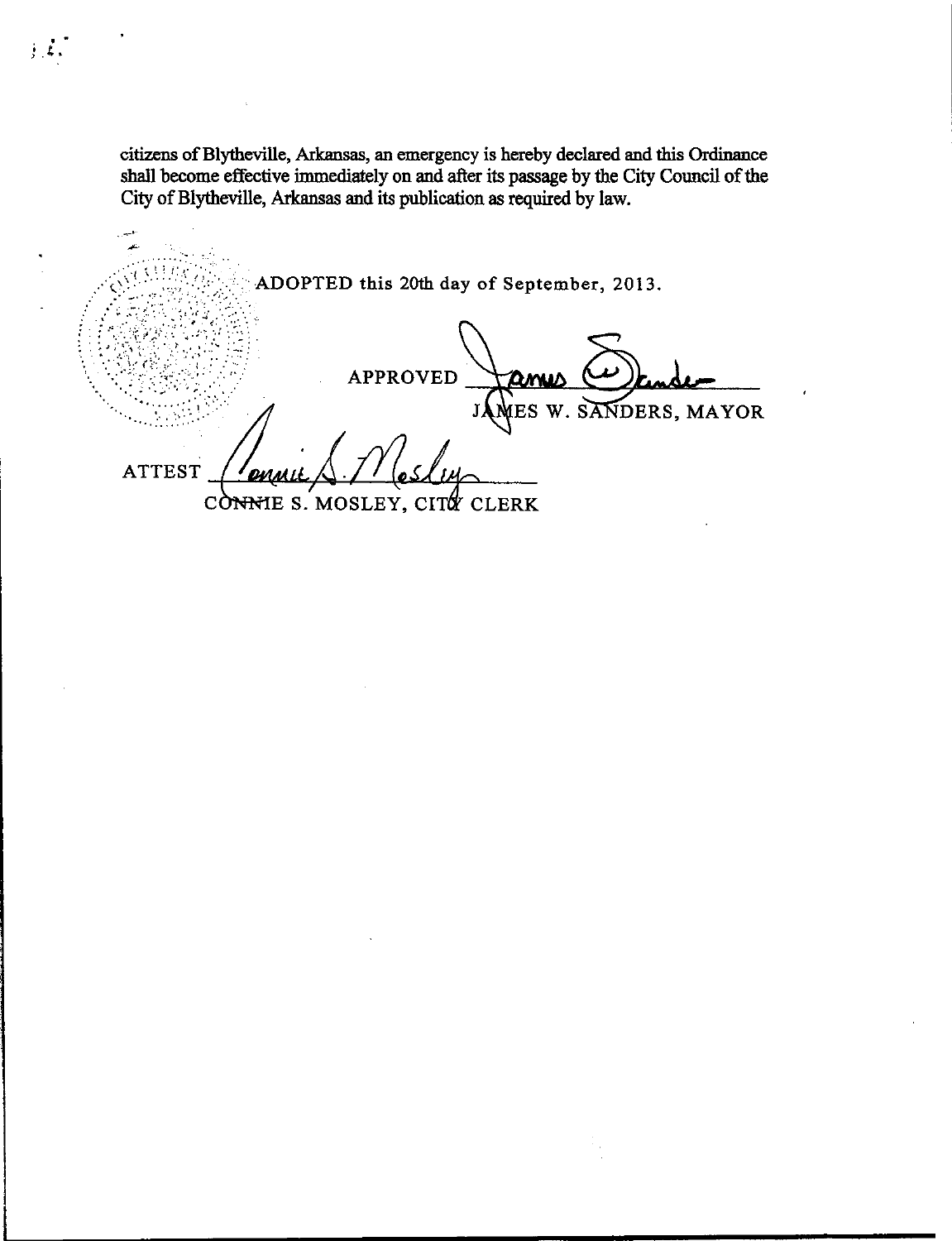citizens of Blytheville, Arkansas, an emergency is hereby declared and this Ordinance shall become effective immediately on and after its passage by the City Council of the City of Blytheville, Arkansas and its publication as required by law.

ADOPTED this 20th day of September, 2013.

APPROVED ______________________
JAMES W. SANDERS, MAYOR

ATTEST ______________________
CONNIE S. MOSLEY, CITY CLERK